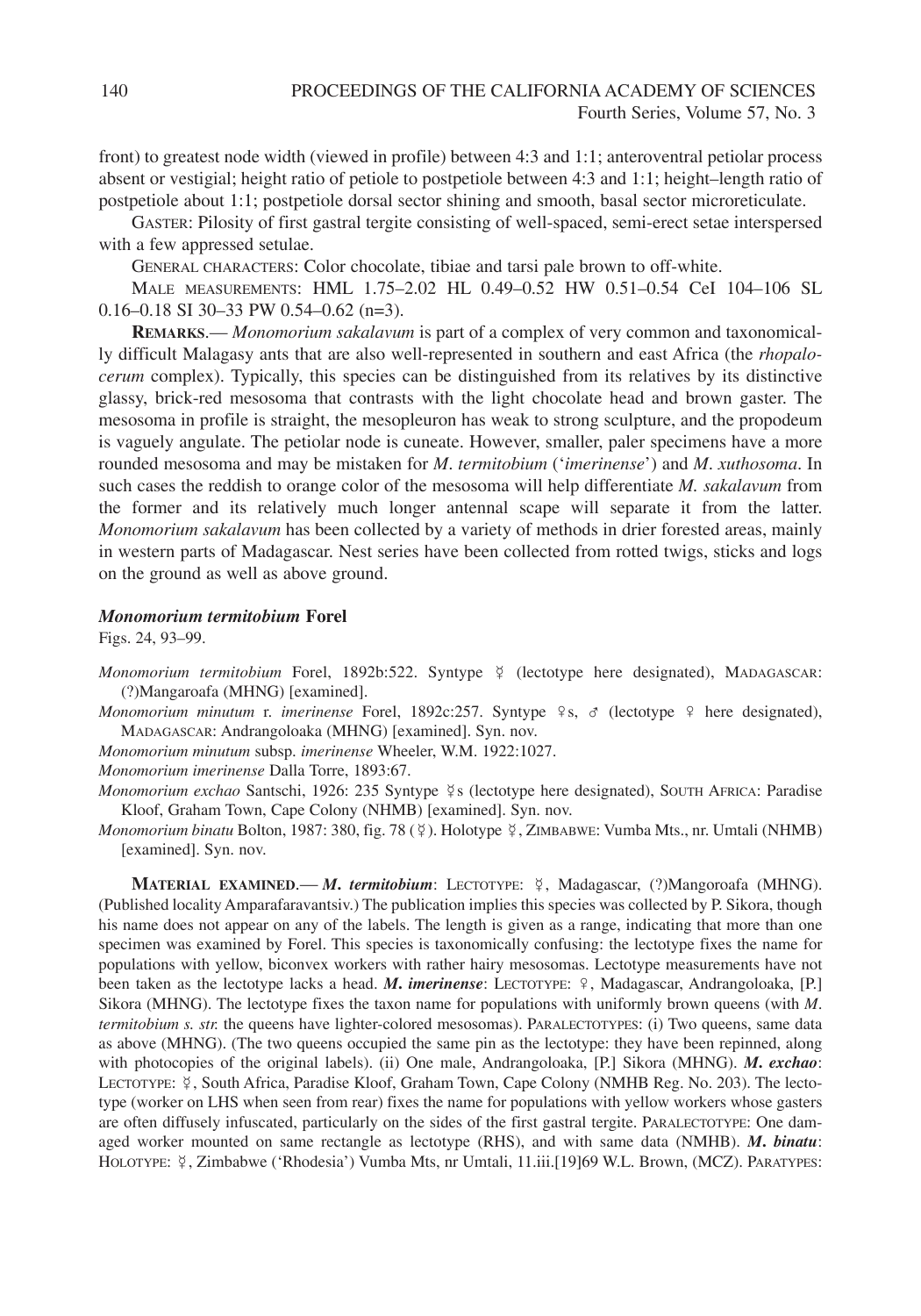front) to greatest node width (viewed in profile) between 4:3 and 1:1; anteroventral petiolar process absent or vestigial; height ratio of petiole to postpetiole between 4:3 and 1:1; height–length ratio of postpetiole about 1:1; postpetiole dorsal sector shining and smooth, basal sector microreticulate.

GASTER: Pilosity of first gastral tergite consisting of well-spaced, semi-erect setae interspersed with a few appressed setulae.

GENERAL CHARACTERS: Color chocolate, tibiae and tarsi pale brown to off-white.

MALE MEASUREMENTS: HML 1.75–2.02 HL 0.49–0.52 HW 0.51–0.54 CeI 104–106 SL 0.16–0.18 SI 30–33 PW 0.54–0.62 (n=3).

**REMARKS**.— *Monomorium sakalavum* is part of a complex of very common and taxonomically difficult Malagasy ants that are also well-represented in southern and east Africa (the *rhopalocerum* complex). Typically, this species can be distinguished from its relatives by its distinctive glassy, brick-red mesosoma that contrasts with the light chocolate head and brown gaster. The mesosoma in profile is straight, the mesopleuron has weak to strong sculpture, and the propodeum is vaguely angulate. The petiolar node is cuneate. However, smaller, paler specimens have a more rounded mesosoma and may be mistaken for *M. termitobium* ('*imerinense*') and *M. xuthosoma*. In such cases the reddish to orange color of the mesosoma will help differentiate *M. sakalavum* from the former and its relatively much longer antennal scape will separate it from the latter. *Monomorium sakalavum* has been collected by a variety of methods in drier forested areas, mainly in western parts of Madagascar. Nest series have been collected from rotted twigs, sticks and logs on the ground as well as above ground.

### *Monomorium termitobium* Forel

Figs. 24, 93–99.

*Monomorium termitobium* Forel, 1892b:522. Syntype ☿ (lectotype here designated), MADAGASCAR: (?)Mangaroafa (MHNG) [examined].

*Monomorium minutum* r. *imerinense* Forel, 1892c:257. Syntype ♀s, ♂ (lectotype ♀ here designated), MADAGASCAR: Andrangoloaka (MHNG) [examined]. Syn. nov.

*Monomorium minutum* subsp. *imerinense* Wheeler, W.M. 1922:1027.

*Monomorium imerinense* Dalla Torre, 1893:67.

*Monomorium exchao* Santschi, 1926: 235 Syntype ☿s (lectotype here designated), SOUTH AFRICA: Paradise Kloof, Graham Town, Cape Colony (NHMB) [examined]. Syn. nov.

*Monomorium binatu* Bolton, 1987: 380, fig. 78 (☿). Holotype ☿, ZIMBABWE: Vumba Mts., nr. Umtali (NHMB) [examined]. Syn. nov.

**MATERIAL EXAMINED**.— ***M. termitobium***: LECTOTYPE: ☿, Madagascar, (?)Mangoroafa (MHNG). (Published locality Amparafaravantsiv.) The publication implies this species was collected by P. Sikora, though his name does not appear on any of the labels. The length is given as a range, indicating that more than one specimen was examined by Forel. This species is taxonomically confusing: the lectotype fixes the name for populations with yellow, biconvex workers with rather hairy mesosomas. Lectotype measurements have not been taken as the lectotype lacks a head. ***M. imerinense***: LECTOTYPE: ♀, Madagascar, Andrangoloaka, [P.] Sikora (MHNG). The lectotype fixes the taxon name for populations with uniformly brown queens (with *M. termitobium s. str.* the queens have lighter-colored mesosomas). PARALECTOTYPES: (i) Two queens, same data as above (MHNG). (The two queens occupied the same pin as the lectotype: they have been repinned, along with photocopies of the original labels). (ii) One male, Andrangoloaka, [P.] Sikora (MHNG). ***M. exchao***: LECTOTYPE: ☿, South Africa, Paradise Kloof, Graham Town, Cape Colony (NMHB Reg. No. 203). The lectotype (worker on LHS when seen from rear) fixes the name for populations with yellow workers whose gasters are often diffusely infuscated, particularly on the sides of the first gastral tergite. PARALECTOTYPE: One damaged worker mounted on same rectangle as lectotype (RHS), and with same data (NMHB). ***M. binatu***: HOLOTYPE: ☿, Zimbabwe ('Rhodesia') Vumba Mts, nr Umtali, 11.iii.[19]69 W.L. Brown, (MCZ). PARATYPES: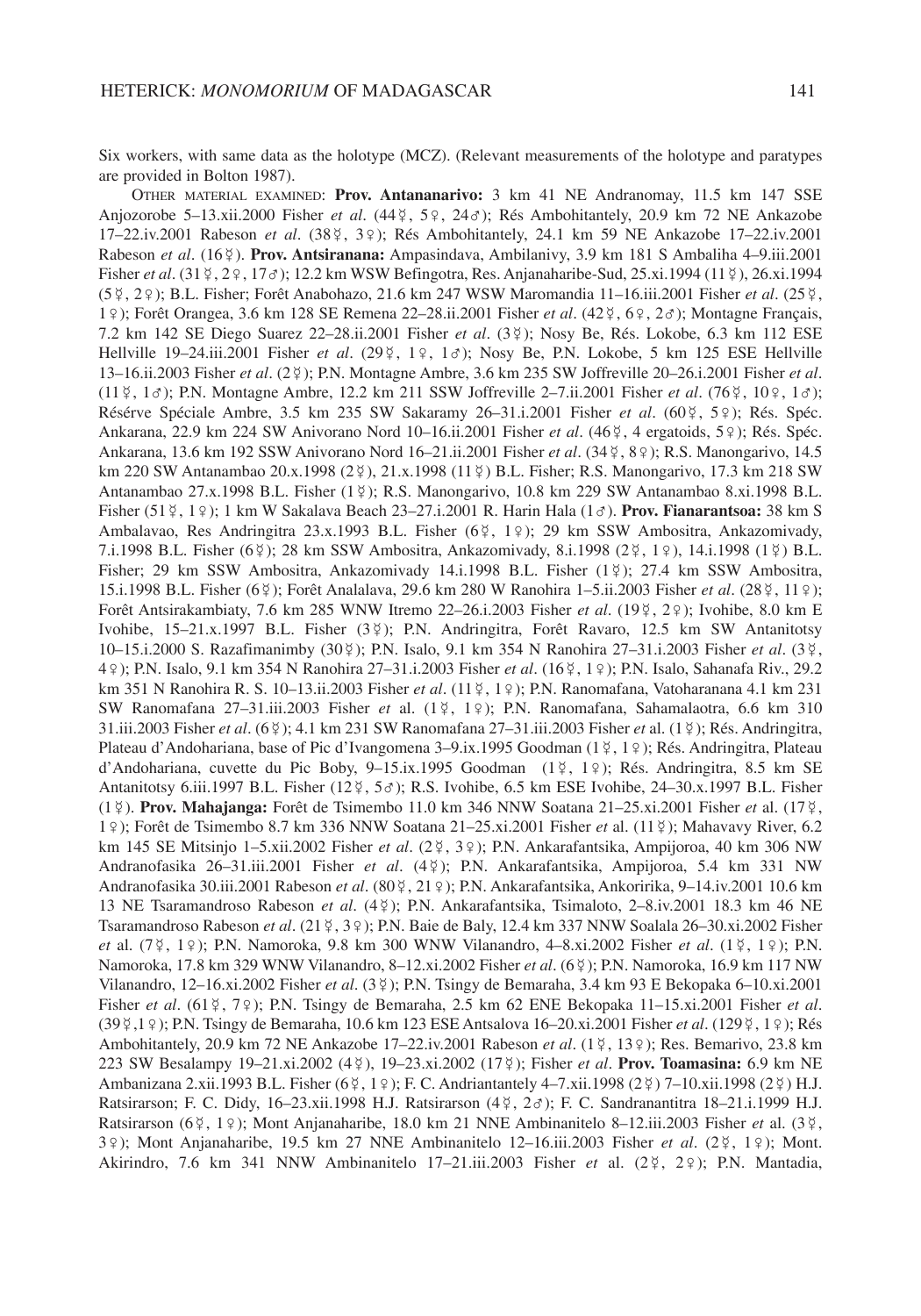Six workers, with same data as the holotype (MCZ). (Relevant measurements of the holotype and paratypes are provided in Bolton 1987).

OTHER MATERIAL EXAMINED: **Prov. Antananarivo:** 3 km 41 NE Andranomay, 11.5 km 147 SSE Anjozorobe 5–13.xii.2000 Fisher *et al*. (44☿, 5♀, 24♂); Rés Ambohitantely, 20.9 km 72 NE Ankazobe 17–22.iv.2001 Rabeson *et al*. (38☿, 3♀); Rés Ambohitantely, 24.1 km 59 NE Ankazobe 17–22.iv.2001 Rabeson *et al*. (16☿). **Prov. Antsiranana:** Ampasindava, Ambilanivy, 3.9 km 181 S Ambaliha 4–9.iii.2001 Fisher *et al*. (31☿, 2♀, 17♂); 12.2 km WSW Befingotra, Res. Anjanaharibe-Sud, 25.xi.1994 (11☿), 26.xi.1994 (5☿, 2♀); B.L. Fisher; Forêt Anabohazo, 21.6 km 247 WSW Maromandia 11–16.iii.2001 Fisher *et al*. (25☿, 1♀); Forêt Orangea, 3.6 km 128 SE Remena 22–28.ii.2001 Fisher *et al*. (42☿, 6♀, 2♂); Montagne Français, 7.2 km 142 SE Diego Suarez 22–28.ii.2001 Fisher *et al*. (3☿); Nosy Be, Rés. Lokobe, 6.3 km 112 ESE Hellville 19–24.iii.2001 Fisher *et al*. (29☿, 1♀, 1♂); Nosy Be, P.N. Lokobe, 5 km 125 ESE Hellville 13–16.ii.2003 Fisher *et al*. (2☿); P.N. Montagne Ambre, 3.6 km 235 SW Joffreville 20–26.i.2001 Fisher *et al*. (11☿, 1♂); P.N. Montagne Ambre, 12.2 km 211 SSW Joffreville 2–7.ii.2001 Fisher *et al*. (76☿, 10♀, 1♂); Résérve Spéciale Ambre, 3.5 km 235 SW Sakaramy 26–31.i.2001 Fisher *et al*. (60☿, 5♀); Rés. Spéc. Ankarana, 22.9 km 224 SW Anivorano Nord 10–16.ii.2001 Fisher *et al*. (46☿, 4 ergatoids, 5♀); Rés. Spéc. Ankarana, 13.6 km 192 SSW Anivorano Nord 16–21.ii.2001 Fisher *et al*. (34☿, 8♀); R.S. Manongarivo, 14.5 km 220 SW Antanambao 20.x.1998 (2☿), 21.x.1998 (11☿) B.L. Fisher; R.S. Manongarivo, 17.3 km 218 SW Antanambao 27.x.1998 B.L. Fisher (1☿); R.S. Manongarivo, 10.8 km 229 SW Antanambao 8.xi.1998 B.L. Fisher (51☿, 1♀); 1 km W Sakalava Beach 23–27.i.2001 R. Harin Hala (1♂). **Prov. Fianarantsoa:** 38 km S Ambalavao, Res Andringitra 23.x.1993 B.L. Fisher (6☿, 1♀); 29 km SSW Ambositra, Ankazomivady, 7.i.1998 B.L. Fisher (6☿); 28 km SSW Ambositra, Ankazomivady, 8.i.1998 (2☿, 1♀), 14.i.1998 (1☿) B.L. Fisher; 29 km SSW Ambositra, Ankazomivady 14.i.1998 B.L. Fisher (1☿); 27.4 km SSW Ambositra, 15.i.1998 B.L. Fisher (6☿); Forêt Analalava, 29.6 km 280 W Ranohira 1–5.ii.2003 Fisher *et al*. (28☿, 11♀); Forêt Antsirakambiaty, 7.6 km 285 WNW Itremo 22–26.i.2003 Fisher *et al*. (19☿, 2♀); Ivohibe, 8.0 km E Ivohibe, 15–21.x.1997 B.L. Fisher (3☿); P.N. Andringitra, Forêt Ravaro, 12.5 km SW Antanitotsy 10–15.i.2000 S. Razafimanimby (30☿); P.N. Isalo, 9.1 km 354 N Ranohira 27–31.i.2003 Fisher *et al*. (3☿, 4♀); P.N. Isalo, 9.1 km 354 N Ranohira 27–31.i.2003 Fisher *et al*. (16☿, 1♀); P.N. Isalo, Sahanafa Riv., 29.2 km 351 N Ranohira R. S. 10–13.ii.2003 Fisher *et al*. (11☿, 1♀); P.N. Ranomafana, Vatoharanana 4.1 km 231 SW Ranomafana 27–31.iii.2003 Fisher *et* al. (1☿, 1♀); P.N. Ranomafana, Sahamalaotra, 6.6 km 310 31.iii.2003 Fisher *et al*. (6☿); 4.1 km 231 SW Ranomafana 27–31.iii.2003 Fisher *et* al. (1☿); Rés. Andringitra, Plateau d'Andohariana, base of Pic d'Ivangomena 3–9.ix.1995 Goodman (1☿, 1♀); Rés. Andringitra, Plateau d'Andohariana, cuvette du Pic Boby, 9–15.ix.1995 Goodman (1☿, 1♀); Rés. Andringitra, 8.5 km SE Antanitotsy 6.iii.1997 B.L. Fisher (12☿, 5♂); R.S. Ivohibe, 6.5 km ESE Ivohibe, 24–30.x.1997 B.L. Fisher (1☿). **Prov. Mahajanga:** Forêt de Tsimembo 11.0 km 346 NNW Soatana 21–25.xi.2001 Fisher *et* al. (17☿, 1♀); Forêt de Tsimembo 8.7 km 336 NNW Soatana 21–25.xi.2001 Fisher *et* al. (11☿); Mahavavy River, 6.2 km 145 SE Mitsinjo 1–5.xii.2002 Fisher *et al*. (2☿, 3♀); P.N. Ankarafantsika, Ampijoroa, 40 km 306 NW Andranofasika 26–31.iii.2001 Fisher *et al*. (4☿); P.N. Ankarafantsika, Ampijoroa, 5.4 km 331 NW Andranofasika 30.iii.2001 Rabeson *et al*. (80☿, 21♀); P.N. Ankarafantsika, Ankoririka, 9–14.iv.2001 10.6 km 13 NE Tsaramandroso Rabeson *et al*. (4☿); P.N. Ankarafantsika, Tsimaloto, 2–8.iv.2001 18.3 km 46 NE Tsaramandroso Rabeson *et al*. (21☿, 3♀); P.N. Baie de Baly, 12.4 km 337 NNW Soalala 26–30.xi.2002 Fisher *et* al. (7☿, 1♀); P.N. Namoroka, 9.8 km 300 WNW Vilanandro, 4–8.xi.2002 Fisher *et al*. (1☿, 1♀); P.N. Namoroka, 17.8 km 329 WNW Vilanandro, 8–12.xi.2002 Fisher *et al*. (6☿); P.N. Namoroka, 16.9 km 117 NW Vilanandro, 12–16.xi.2002 Fisher *et al*. (3☿); P.N. Tsingy de Bemaraha, 3.4 km 93 E Bekopaka 6–10.xi.2001 Fisher *et al*. (61☿, 7♀); P.N. Tsingy de Bemaraha, 2.5 km 62 ENE Bekopaka 11–15.xi.2001 Fisher *et al*. (39☿,1♀); P.N. Tsingy de Bemaraha, 10.6 km 123 ESE Antsalova 16–20.xi.2001 Fisher *et al*. (129☿, 1♀); Rés Ambohitantely, 20.9 km 72 NE Ankazobe 17–22.iv.2001 Rabeson *et al*. (1☿, 13♀); Res. Bemarivo, 23.8 km 223 SW Besalampy 19–21.xi.2002 (4☿), 19–23.xi.2002 (17☿); Fisher *et al*. **Prov. Toamasina:** 6.9 km NE Ambanizana 2.xii.1993 B.L. Fisher (6☿, 1♀); F. C. Andriantantely 4–7.xii.1998 (2☿) 7–10.xii.1998 (2☿) H.J. Ratsirarson; F. C. Didy, 16–23.xii.1998 H.J. Ratsirarson (4☿, 2♂); F. C. Sandranantitra 18–21.i.1999 H.J. Ratsirarson (6☿, 1♀); Mont Anjanaharibe, 18.0 km 21 NNE Ambinanitelo 8–12.iii.2003 Fisher *et* al. (3☿, 3♀); Mont Anjanaharibe, 19.5 km 27 NNE Ambinanitelo 12–16.iii.2003 Fisher *et al*. (2☿, 1♀); Mont. Akirindro, 7.6 km 341 NNW Ambinanitelo 17–21.iii.2003 Fisher *et* al. (2☿, 2♀); P.N. Mantadia,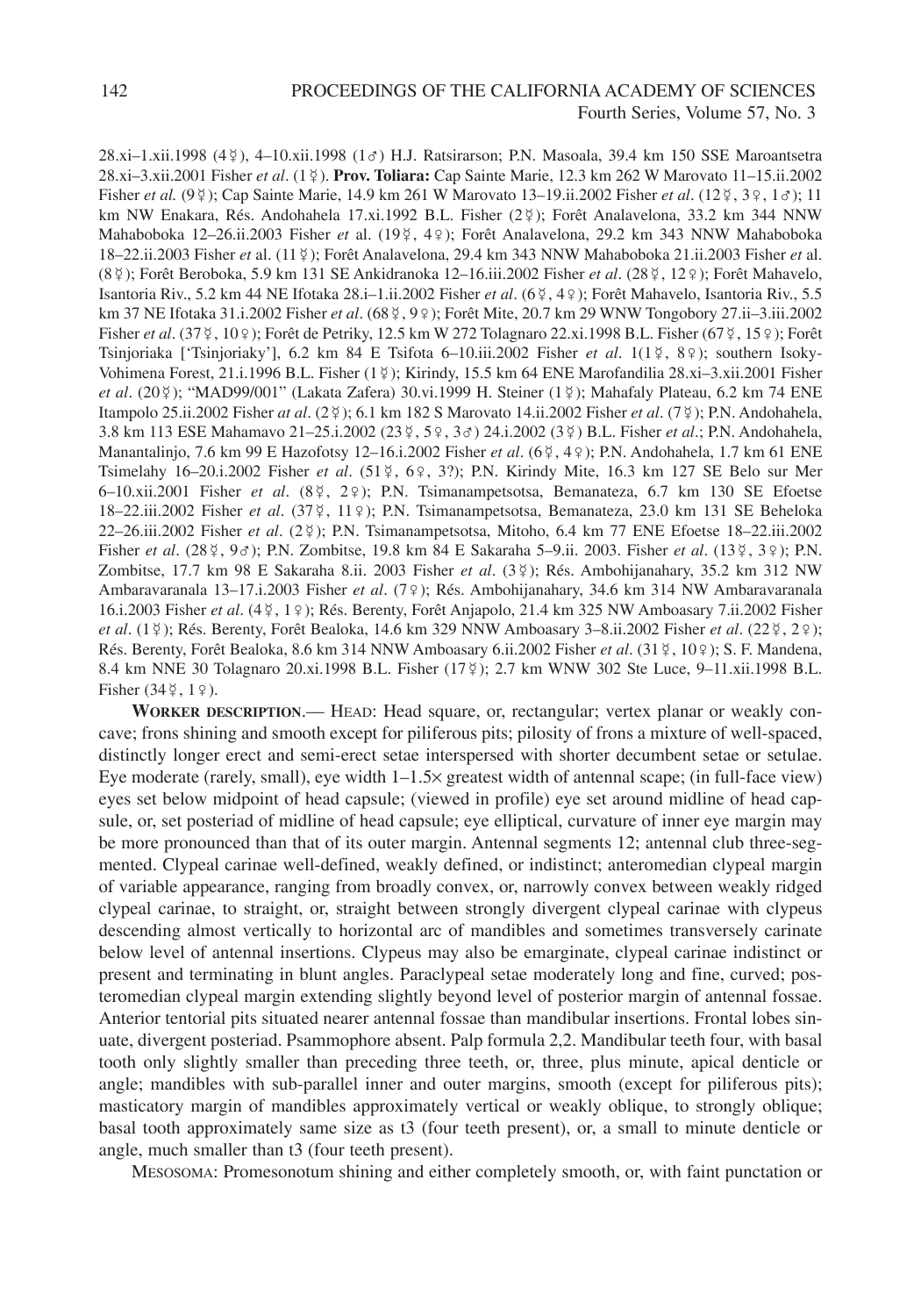28.xi–1.xii.1998 (4☿), 4–10.xii.1998 (1♂) H.J. Ratsirarson; P.N. Masoala, 39.4 km 150 SSE Maroantsetra 28.xi–3.xii.2001 Fisher *et al*. (1☿). **Prov. Toliara:** Cap Sainte Marie, 12.3 km 262 W Marovato 11–15.ii.2002 Fisher *et al.* (9☿); Cap Sainte Marie, 14.9 km 261 W Marovato 13–19.ii.2002 Fisher *et al*. (12☿, 3♀, 1♂); 11 km NW Enakara, Rés. Andohahela 17.xi.1992 B.L. Fisher (2☿); Forêt Analavelona, 33.2 km 344 NNW Mahaboboka 12–26.ii.2003 Fisher *et al*. (19☿, 4♀); Forêt Analavelona, 29.2 km 343 NNW Mahaboboka 18–22.ii.2003 Fisher *et al*. (11☿); Forêt Analavelona, 29.4 km 343 NNW Mahaboboka 21.ii.2003 Fisher *et* al. (8☿); Forêt Beroboka, 5.9 km 131 SE Ankidranoka 12–16.iii.2002 Fisher *et al*. (28☿, 12♀); Forêt Mahavelo, Isantoria Riv., 5.2 km 44 NE Ifotaka 28.i–1.ii.2002 Fisher *et al*. (6☿, 4♀); Forêt Mahavelo, Isantoria Riv., 5.5 km 37 NE Ifotaka 31.i.2002 Fisher *et al*. (68☿, 9♀); Forêt Mite, 20.7 km 29 WNW Tongobory 27.ii–3.iii.2002 Fisher *et al*. (37☿, 10♀); Forêt de Petriky, 12.5 km W 272 Tolagnaro 22.xi.1998 B.L. Fisher (67☿, 15♀); Forêt Tsinjoriaka ['Tsinjoriaky'], 6.2 km 84 E Tsifota 6–10.iii.2002 Fisher *et al*. 1(1☿, 8♀); southern Isoky-Vohimena Forest, 21.i.1996 B.L. Fisher (1☿); Kirindy, 15.5 km 64 ENE Marofandilia 28.xi–3.xii.2001 Fisher *et al*. (20☿); "MAD99/001" (Lakata Zafera) 30.vi.1999 H. Steiner (1☿); Mahafaly Plateau, 6.2 km 74 ENE Itampolo 25.ii.2002 Fisher *at al*. (2☿); 6.1 km 182 S Marovato 14.ii.2002 Fisher *et al*. (7☿); P.N. Andohahela, 3.8 km 113 ESE Mahamavo 21–25.i.2002 (23☿, 5♀, 3♂) 24.i.2002 (3☿) B.L. Fisher *et al*.; P.N. Andohahela, Manantalinjo, 7.6 km 99 E Hazofotsy 12–16.i.2002 Fisher *et al*. (6☿, 4♀); P.N. Andohahela, 1.7 km 61 ENE Tsimelahy 16–20.i.2002 Fisher *et al*. (51☿, 6♀, 3?); P.N. Kirindy Mite, 16.3 km 127 SE Belo sur Mer 6–10.xii.2001 Fisher *et al*. (8☿, 2♀); P.N. Tsimanampetsotsa, Bemanateza, 6.7 km 130 SE Efoetse 18–22.iii.2002 Fisher *et al*. (37☿, 11♀); P.N. Tsimanampetsotsa, Bemanateza, 23.0 km 131 SE Beheloka 22–26.iii.2002 Fisher *et al*. (2☿); P.N. Tsimanampetsotsa, Mitoho, 6.4 km 77 ENE Efoetse 18–22.iii.2002 Fisher *et al*. (28☿, 9♂); P.N. Zombitse, 19.8 km 84 E Sakaraha 5–9.ii. 2003. Fisher *et al*. (13☿, 3♀); P.N. Zombitse, 17.7 km 98 E Sakaraha 8.ii. 2003 Fisher *et al*. (3☿); Rés. Ambohijanahary, 35.2 km 312 NW Ambaravaranala 13–17.i.2003 Fisher *et al*. (7♀); Rés. Ambohijanahary, 34.6 km 314 NW Ambaravaranala 16.i.2003 Fisher *et al*. (4☿, 1♀); Rés. Berenty, Forêt Anjapolo, 21.4 km 325 NW Amboasary 7.ii.2002 Fisher *et al*. (1☿); Rés. Berenty, Forêt Bealoka, 14.6 km 329 NNW Amboasary 3–8.ii.2002 Fisher *et al*. (22☿, 2♀); Rés. Berenty, Forêt Bealoka, 8.6 km 314 NNW Amboasary 6.ii.2002 Fisher *et al*. (31☿, 10♀); S. F. Mandena, 8.4 km NNE 30 Tolagnaro 20.xi.1998 B.L. Fisher (17☿); 2.7 km WNW 302 Ste Luce, 9–11.xii.1998 B.L. Fisher (34☿, 1♀).

**WORKER DESCRIPTION**.— HEAD: Head square, or, rectangular; vertex planar or weakly concave; frons shining and smooth except for piliferous pits; pilosity of frons a mixture of well-spaced, distinctly longer erect and semi-erect setae interspersed with shorter decumbent setae or setulae. Eye moderate (rarely, small), eye width 1–1.5× greatest width of antennal scape; (in full-face view) eyes set below midpoint of head capsule; (viewed in profile) eye set around midline of head capsule, or, set posteriad of midline of head capsule; eye elliptical, curvature of inner eye margin may be more pronounced than that of its outer margin. Antennal segments 12; antennal club three-segmented. Clypeal carinae well-defined, weakly defined, or indistinct; anteromedian clypeal margin of variable appearance, ranging from broadly convex, or, narrowly convex between weakly ridged clypeal carinae, to straight, or, straight between strongly divergent clypeal carinae with clypeus descending almost vertically to horizontal arc of mandibles and sometimes transversely carinate below level of antennal insertions. Clypeus may also be emarginate, clypeal carinae indistinct or present and terminating in blunt angles. Paraclypeal setae moderately long and fine, curved; posteromedian clypeal margin extending slightly beyond level of posterior margin of antennal fossae. Anterior tentorial pits situated nearer antennal fossae than mandibular insertions. Frontal lobes sinuate, divergent posteriad. Psammophore absent. Palp formula 2,2. Mandibular teeth four, with basal tooth only slightly smaller than preceding three teeth, or, three, plus minute, apical denticle or angle; mandibles with sub-parallel inner and outer margins, smooth (except for piliferous pits); masticatory margin of mandibles approximately vertical or weakly oblique, to strongly oblique; basal tooth approximately same size as t3 (four teeth present), or, a small to minute denticle or angle, much smaller than t3 (four teeth present).

MESOSOMA: Promesonotum shining and either completely smooth, or, with faint punctation or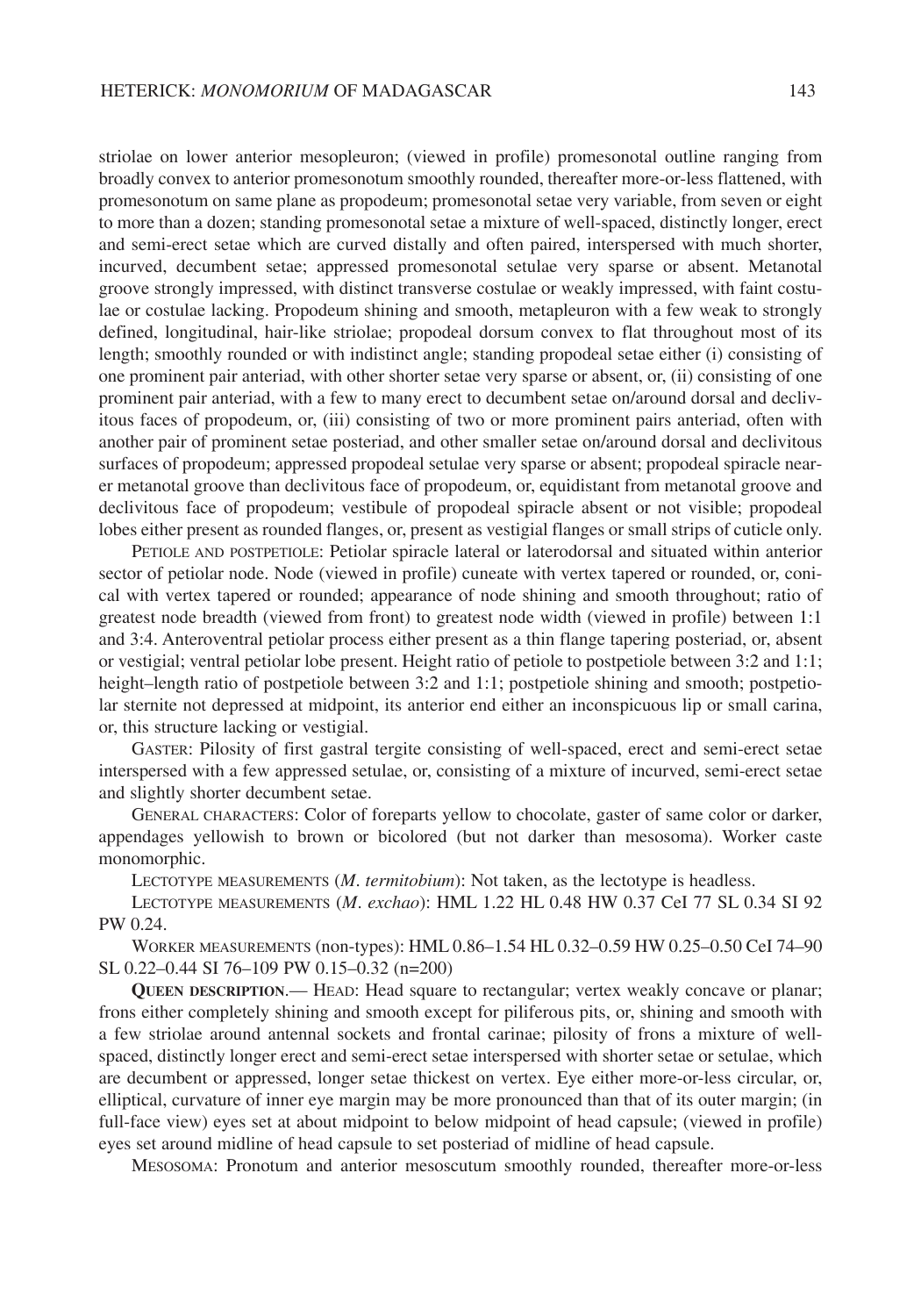striolae on lower anterior mesopleuron; (viewed in profile) promesonotal outline ranging from broadly convex to anterior promesonotum smoothly rounded, thereafter more-or-less flattened, with promesonotum on same plane as propodeum; promesonotal setae very variable, from seven or eight to more than a dozen; standing promesonotal setae a mixture of well-spaced, distinctly longer, erect and semi-erect setae which are curved distally and often paired, interspersed with much shorter, incurved, decumbent setae; appressed promesonotal setulae very sparse or absent. Metanotal groove strongly impressed, with distinct transverse costulae or weakly impressed, with faint costulae or costulae lacking. Propodeum shining and smooth, metapleuron with a few weak to strongly defined, longitudinal, hair-like striolae; propodeal dorsum convex to flat throughout most of its length; smoothly rounded or with indistinct angle; standing propodeal setae either (i) consisting of one prominent pair anteriad, with other shorter setae very sparse or absent, or, (ii) consisting of one prominent pair anteriad, with a few to many erect to decumbent setae on/around dorsal and declivitous faces of propodeum, or, (iii) consisting of two or more prominent pairs anteriad, often with another pair of prominent setae posteriad, and other smaller setae on/around dorsal and declivitous surfaces of propodeum; appressed propodeal setulae very sparse or absent; propodeal spiracle nearer metanotal groove than declivitous face of propodeum, or, equidistant from metanotal groove and declivitous face of propodeum; vestibule of propodeal spiracle absent or not visible; propodeal lobes either present as rounded flanges, or, present as vestigial flanges or small strips of cuticle only.

Petiole and postpetiole: Petiolar spiracle lateral or laterodorsal and situated within anterior sector of petiolar node. Node (viewed in profile) cuneate with vertex tapered or rounded, or, conical with vertex tapered or rounded; appearance of node shining and smooth throughout; ratio of greatest node breadth (viewed from front) to greatest node width (viewed in profile) between 1:1 and 3:4. Anteroventral petiolar process either present as a thin flange tapering posteriad, or, absent or vestigial; ventral petiolar lobe present. Height ratio of petiole to postpetiole between 3:2 and 1:1; height–length ratio of postpetiole between 3:2 and 1:1; postpetiole shining and smooth; postpetiolar sternite not depressed at midpoint, its anterior end either an inconspicuous lip or small carina, or, this structure lacking or vestigial.

Gaster: Pilosity of first gastral tergite consisting of well-spaced, erect and semi-erect setae interspersed with a few appressed setulae, or, consisting of a mixture of incurved, semi-erect setae and slightly shorter decumbent setae.

General characters: Color of foreparts yellow to chocolate, gaster of same color or darker, appendages yellowish to brown or bicolored (but not darker than mesosoma). Worker caste monomorphic.

Lectotype measurements (*M. termitobium*): Not taken, as the lectotype is headless.

Lectotype measurements (*M. exchao*): HML 1.22 HL 0.48 HW 0.37 CeI 77 SL 0.34 SI 92 PW 0.24.

Worker measurements (non-types): HML 0.86–1.54 HL 0.32–0.59 HW 0.25–0.50 CeI 74–90 SL 0.22–0.44 SI 76–109 PW 0.15–0.32 (n=200)

**Queen description**.— Head: Head square to rectangular; vertex weakly concave or planar; frons either completely shining and smooth except for piliferous pits, or, shining and smooth with a few striolae around antennal sockets and frontal carinae; pilosity of frons a mixture of well-spaced, distinctly longer erect and semi-erect setae interspersed with shorter setae or setulae, which are decumbent or appressed, longer setae thickest on vertex. Eye either more-or-less circular, or, elliptical, curvature of inner eye margin may be more pronounced than that of its outer margin; (in full-face view) eyes set at about midpoint to below midpoint of head capsule; (viewed in profile) eyes set around midline of head capsule to set posteriad of midline of head capsule.

Mesosoma: Pronotum and anterior mesoscutum smoothly rounded, thereafter more-or-less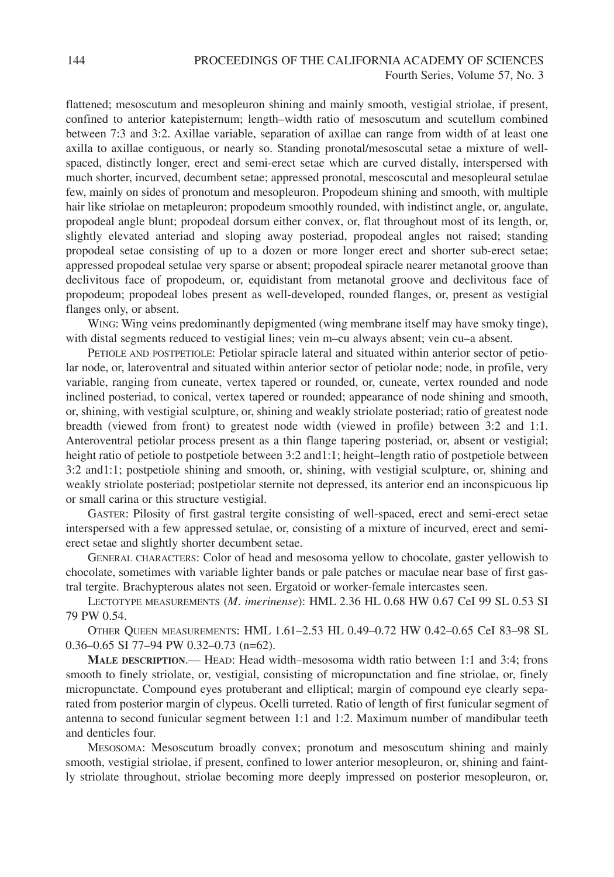flattened; mesoscutum and mesopleuron shining and mainly smooth, vestigial striolae, if present, confined to anterior katepisternum; length–width ratio of mesoscutum and scutellum combined between 7:3 and 3:2. Axillae variable, separation of axillae can range from width of at least one axilla to axillae contiguous, or nearly so. Standing pronotal/mesoscutal setae a mixture of well-spaced, distinctly longer, erect and semi-erect setae which are curved distally, interspersed with much shorter, incurved, decumbent setae; appressed pronotal, mescoscutal and mesopleural setulae few, mainly on sides of pronotum and mesopleuron. Propodeum shining and smooth, with multiple hair like striolae on metapleuron; propodeum smoothly rounded, with indistinct angle, or, angulate, propodeal angle blunt; propodeal dorsum either convex, or, flat throughout most of its length, or, slightly elevated anteriad and sloping away posteriad, propodeal angles not raised; standing propodeal setae consisting of up to a dozen or more longer erect and shorter sub-erect setae; appressed propodeal setulae very sparse or absent; propodeal spiracle nearer metanotal groove than declivitous face of propodeum, or, equidistant from metanotal groove and declivitous face of propodeum; propodeal lobes present as well-developed, rounded flanges, or, present as vestigial flanges only, or absent.

Wing: Wing veins predominantly depigmented (wing membrane itself may have smoky tinge), with distal segments reduced to vestigial lines; vein m–cu always absent; vein cu–a absent.

Petiole and postpetiole: Petiolar spiracle lateral and situated within anterior sector of petiolar node, or, lateroventral and situated within anterior sector of petiolar node; node, in profile, very variable, ranging from cuneate, vertex tapered or rounded, or, cuneate, vertex rounded and node inclined posteriad, to conical, vertex tapered or rounded; appearance of node shining and smooth, or, shining, with vestigial sculpture, or, shining and weakly striolate posteriad; ratio of greatest node breadth (viewed from front) to greatest node width (viewed in profile) between 3:2 and 1:1. Anteroventral petiolar process present as a thin flange tapering posteriad, or, absent or vestigial; height ratio of petiole to postpetiole between 3:2 and1:1; height–length ratio of postpetiole between 3:2 and1:1; postpetiole shining and smooth, or, shining, with vestigial sculpture, or, shining and weakly striolate posteriad; postpetiolar sternite not depressed, its anterior end an inconspicuous lip or small carina or this structure vestigial.

Gaster: Pilosity of first gastral tergite consisting of well-spaced, erect and semi-erect setae interspersed with a few appressed setulae, or, consisting of a mixture of incurved, erect and semi-erect setae and slightly shorter decumbent setae.

General characters: Color of head and mesosoma yellow to chocolate, gaster yellowish to chocolate, sometimes with variable lighter bands or pale patches or maculae near base of first gastral tergite. Brachypterous alates not seen. Ergatoid or worker-female intercastes seen.

Lectotype measurements (*M. imerinense*): HML 2.36 HL 0.68 HW 0.67 CeI 99 SL 0.53 SI 79 PW 0.54.

Other Queen measurements: HML 1.61–2.53 HL 0.49–0.72 HW 0.42–0.65 CeI 83–98 SL 0.36–0.65 SI 77–94 PW 0.32–0.73 (n=62).

**Male description**.— Head: Head width–mesosoma width ratio between 1:1 and 3:4; frons smooth to finely striolate, or, vestigial, consisting of micropunctation and fine striolae, or, finely micropunctate. Compound eyes protuberant and elliptical; margin of compound eye clearly separated from posterior margin of clypeus. Ocelli turreted. Ratio of length of first funicular segment of antenna to second funicular segment between 1:1 and 1:2. Maximum number of mandibular teeth and denticles four.

Mesosoma: Mesoscutum broadly convex; pronotum and mesoscutum shining and mainly smooth, vestigial striolae, if present, confined to lower anterior mesopleuron, or, shining and faintly striolate throughout, striolae becoming more deeply impressed on posterior mesopleuron, or,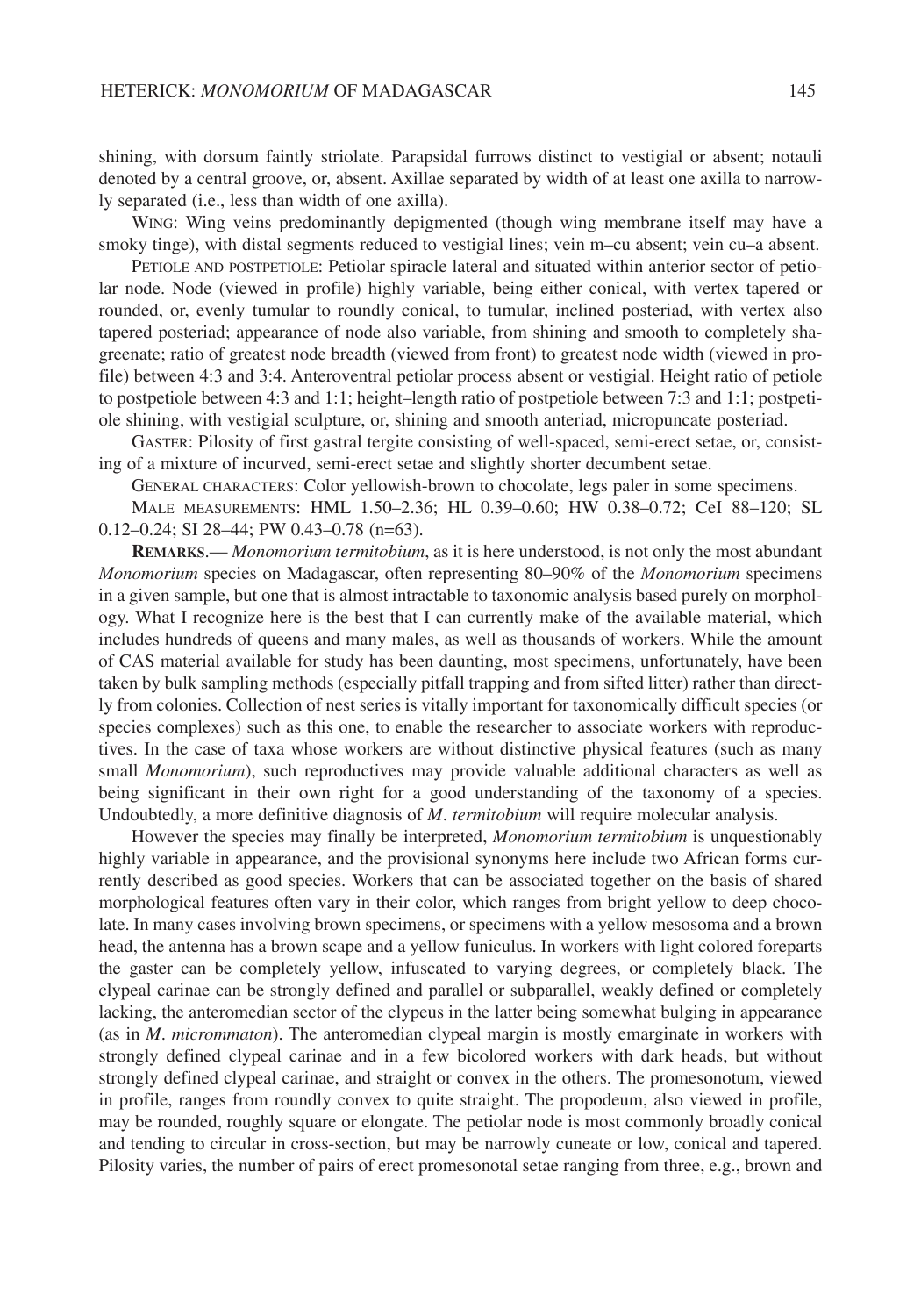shining, with dorsum faintly striolate. Parapsidal furrows distinct to vestigial or absent; notauli denoted by a central groove, or, absent. Axillae separated by width of at least one axilla to narrowly separated (i.e., less than width of one axilla).

WING: Wing veins predominantly depigmented (though wing membrane itself may have a smoky tinge), with distal segments reduced to vestigial lines; vein m–cu absent; vein cu–a absent.

PETIOLE AND POSTPETIOLE: Petiolar spiracle lateral and situated within anterior sector of petiolar node. Node (viewed in profile) highly variable, being either conical, with vertex tapered or rounded, or, evenly tumular to roundly conical, to tumular, inclined posteriad, with vertex also tapered posteriad; appearance of node also variable, from shining and smooth to completely shagreenate; ratio of greatest node breadth (viewed from front) to greatest node width (viewed in profile) between 4:3 and 3:4. Anteroventral petiolar process absent or vestigial. Height ratio of petiole to postpetiole between 4:3 and 1:1; height–length ratio of postpetiole between 7:3 and 1:1; postpetiole shining, with vestigial sculpture, or, shining and smooth anteriad, micropuncate posteriad.

GASTER: Pilosity of first gastral tergite consisting of well-spaced, semi-erect setae, or, consisting of a mixture of incurved, semi-erect setae and slightly shorter decumbent setae.

GENERAL CHARACTERS: Color yellowish-brown to chocolate, legs paler in some specimens.

MALE MEASUREMENTS: HML 1.50–2.36; HL 0.39–0.60; HW 0.38–0.72; CeI 88–120; SL 0.12–0.24; SI 28–44; PW 0.43–0.78 (n=63).

**REMARKS**.— *Monomorium termitobium*, as it is here understood, is not only the most abundant *Monomorium* species on Madagascar, often representing 80–90% of the *Monomorium* specimens in a given sample, but one that is almost intractable to taxonomic analysis based purely on morphology. What I recognize here is the best that I can currently make of the available material, which includes hundreds of queens and many males, as well as thousands of workers. While the amount of CAS material available for study has been daunting, most specimens, unfortunately, have been taken by bulk sampling methods (especially pitfall trapping and from sifted litter) rather than directly from colonies. Collection of nest series is vitally important for taxonomically difficult species (or species complexes) such as this one, to enable the researcher to associate workers with reproductives. In the case of taxa whose workers are without distinctive physical features (such as many small *Monomorium*), such reproductives may provide valuable additional characters as well as being significant in their own right for a good understanding of the taxonomy of a species. Undoubtedly, a more definitive diagnosis of *M. termitobium* will require molecular analysis.

However the species may finally be interpreted, *Monomorium termitobium* is unquestionably highly variable in appearance, and the provisional synonyms here include two African forms currently described as good species. Workers that can be associated together on the basis of shared morphological features often vary in their color, which ranges from bright yellow to deep chocolate. In many cases involving brown specimens, or specimens with a yellow mesosoma and a brown head, the antenna has a brown scape and a yellow funiculus. In workers with light colored foreparts the gaster can be completely yellow, infuscated to varying degrees, or completely black. The clypeal carinae can be strongly defined and parallel or subparallel, weakly defined or completely lacking, the anteromedian sector of the clypeus in the latter being somewhat bulging in appearance (as in *M. micrommaton*). The anteromedian clypeal margin is mostly emarginate in workers with strongly defined clypeal carinae and in a few bicolored workers with dark heads, but without strongly defined clypeal carinae, and straight or convex in the others. The promesonotum, viewed in profile, ranges from roundly convex to quite straight. The propodeum, also viewed in profile, may be rounded, roughly square or elongate. The petiolar node is most commonly broadly conical and tending to circular in cross-section, but may be narrowly cuneate or low, conical and tapered. Pilosity varies, the number of pairs of erect promesonotal setae ranging from three, e.g., brown and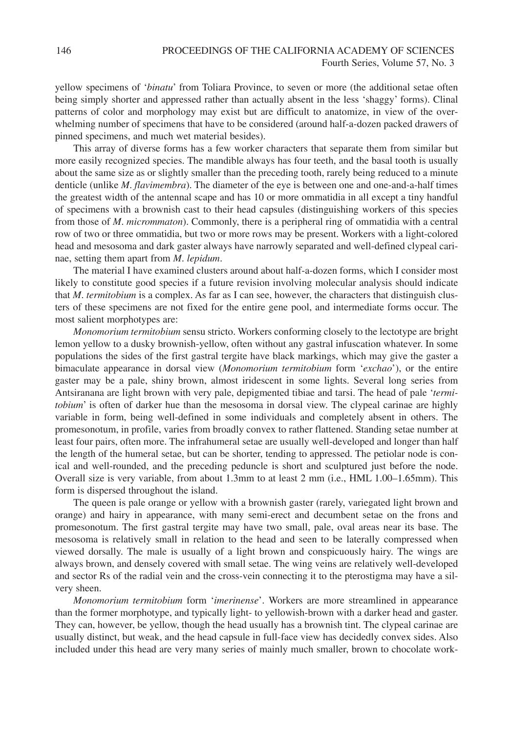yellow specimens of '*binatu*' from Toliara Province, to seven or more (the additional setae often being simply shorter and appressed rather than actually absent in the less 'shaggy' forms). Clinal patterns of color and morphology may exist but are difficult to anatomize, in view of the overwhelming number of specimens that have to be considered (around half-a-dozen packed drawers of pinned specimens, and much wet material besides).

This array of diverse forms has a few worker characters that separate them from similar but more easily recognized species. The mandible always has four teeth, and the basal tooth is usually about the same size as or slightly smaller than the preceding tooth, rarely being reduced to a minute denticle (unlike *M. flavimembra*). The diameter of the eye is between one and one-and-a-half times the greatest width of the antennal scape and has 10 or more ommatidia in all except a tiny handful of specimens with a brownish cast to their head capsules (distinguishing workers of this species from those of *M. micrommaton*). Commonly, there is a peripheral ring of ommatidia with a central row of two or three ommatidia, but two or more rows may be present. Workers with a light-colored head and mesosoma and dark gaster always have narrowly separated and well-defined clypeal carinae, setting them apart from *M. lepidum*.

The material I have examined clusters around about half-a-dozen forms, which I consider most likely to constitute good species if a future revision involving molecular analysis should indicate that *M. termitobium* is a complex. As far as I can see, however, the characters that distinguish clusters of these specimens are not fixed for the entire gene pool, and intermediate forms occur. The most salient morphotypes are:

*Monomorium termitobium* sensu stricto. Workers conforming closely to the lectotype are bright lemon yellow to a dusky brownish-yellow, often without any gastral infuscation whatever. In some populations the sides of the first gastral tergite have black markings, which may give the gaster a bimaculate appearance in dorsal view (*Monomorium termitobium* form '*exchao*'), or the entire gaster may be a pale, shiny brown, almost iridescent in some lights. Several long series from Antsiranana are light brown with very pale, depigmented tibiae and tarsi. The head of pale '*termitobium*' is often of darker hue than the mesosoma in dorsal view. The clypeal carinae are highly variable in form, being well-defined in some individuals and completely absent in others. The promesonotum, in profile, varies from broadly convex to rather flattened. Standing setae number at least four pairs, often more. The infrahumeral setae are usually well-developed and longer than half the length of the humeral setae, but can be shorter, tending to appressed. The petiolar node is conical and well-rounded, and the preceding peduncle is short and sculptured just before the node. Overall size is very variable, from about 1.3mm to at least 2 mm (i.e., HML 1.00–1.65mm). This form is dispersed throughout the island.

The queen is pale orange or yellow with a brownish gaster (rarely, variegated light brown and orange) and hairy in appearance, with many semi-erect and decumbent setae on the frons and promesonotum. The first gastral tergite may have two small, pale, oval areas near its base. The mesosoma is relatively small in relation to the head and seen to be laterally compressed when viewed dorsally. The male is usually of a light brown and conspicuously hairy. The wings are always brown, and densely covered with small setae. The wing veins are relatively well-developed and sector Rs of the radial vein and the cross-vein connecting it to the pterostigma may have a silvery sheen.

*Monomorium termitobium* form '*imerinense*'. Workers are more streamlined in appearance than the former morphotype, and typically light- to yellowish-brown with a darker head and gaster. They can, however, be yellow, though the head usually has a brownish tint. The clypeal carinae are usually distinct, but weak, and the head capsule in full-face view has decidedly convex sides. Also included under this head are very many series of mainly much smaller, brown to chocolate work-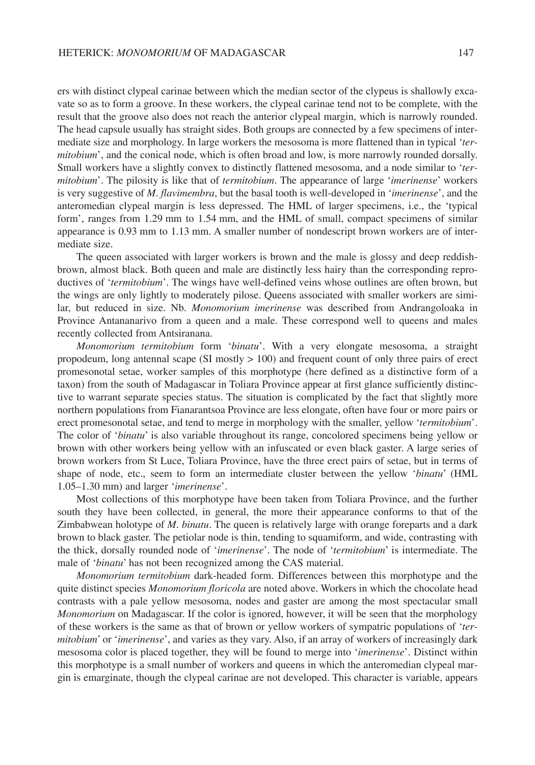ers with distinct clypeal carinae between which the median sector of the clypeus is shallowly excavate so as to form a groove. In these workers, the clypeal carinae tend not to be complete, with the result that the groove also does not reach the anterior clypeal margin, which is narrowly rounded. The head capsule usually has straight sides. Both groups are connected by a few specimens of intermediate size and morphology. In large workers the mesosoma is more flattened than in typical '*termitobium*', and the conical node, which is often broad and low, is more narrowly rounded dorsally. Small workers have a slightly convex to distinctly flattened mesosoma, and a node similar to '*termitobium*'. The pilosity is like that of *termitobium*. The appearance of large '*imerinense*' workers is very suggestive of *M. flavimembra*, but the basal tooth is well-developed in '*imerinense*', and the anteromedian clypeal margin is less depressed. The HML of larger specimens, i.e., the 'typical form', ranges from 1.29 mm to 1.54 mm, and the HML of small, compact specimens of similar appearance is 0.93 mm to 1.13 mm. A smaller number of nondescript brown workers are of intermediate size.

The queen associated with larger workers is brown and the male is glossy and deep reddish-brown, almost black. Both queen and male are distinctly less hairy than the corresponding reproductives of '*termitobium*'. The wings have well-defined veins whose outlines are often brown, but the wings are only lightly to moderately pilose. Queens associated with smaller workers are similar, but reduced in size. Nb. *Monomorium imerinense* was described from Andrangoloaka in Province Antananarivo from a queen and a male. These correspond well to queens and males recently collected from Antsiranana.

*Monomorium termitobium* form '*binatu*'. With a very elongate mesosoma, a straight propodeum, long antennal scape (SI mostly > 100) and frequent count of only three pairs of erect promesonotal setae, worker samples of this morphotype (here defined as a distinctive form of a taxon) from the south of Madagascar in Toliara Province appear at first glance sufficiently distinctive to warrant separate species status. The situation is complicated by the fact that slightly more northern populations from Fianarantsoa Province are less elongate, often have four or more pairs or erect promesonotal setae, and tend to merge in morphology with the smaller, yellow '*termitobium*'. The color of '*binatu*' is also variable throughout its range, concolored specimens being yellow or brown with other workers being yellow with an infuscated or even black gaster. A large series of brown workers from St Luce, Toliara Province, have the three erect pairs of setae, but in terms of shape of node, etc., seem to form an intermediate cluster between the yellow '*binatu*' (HML 1.05–1.30 mm) and larger '*imerinense*'.

Most collections of this morphotype have been taken from Toliara Province, and the further south they have been collected, in general, the more their appearance conforms to that of the Zimbabwean holotype of *M. binatu*. The queen is relatively large with orange foreparts and a dark brown to black gaster. The petiolar node is thin, tending to squamiform, and wide, contrasting with the thick, dorsally rounded node of '*imerinense*'. The node of '*termitobium*' is intermediate. The male of '*binatu*' has not been recognized among the CAS material.

*Monomorium termitobium* dark-headed form. Differences between this morphotype and the quite distinct species *Monomorium floricola* are noted above. Workers in which the chocolate head contrasts with a pale yellow mesosoma, nodes and gaster are among the most spectacular small *Monomorium* on Madagascar. If the color is ignored, however, it will be seen that the morphology of these workers is the same as that of brown or yellow workers of sympatric populations of '*termitobium*' or '*imerinense*', and varies as they vary. Also, if an array of workers of increasingly dark mesosoma color is placed together, they will be found to merge into '*imerinense*'. Distinct within this morphotype is a small number of workers and queens in which the anteromedian clypeal margin is emarginate, though the clypeal carinae are not developed. This character is variable, appears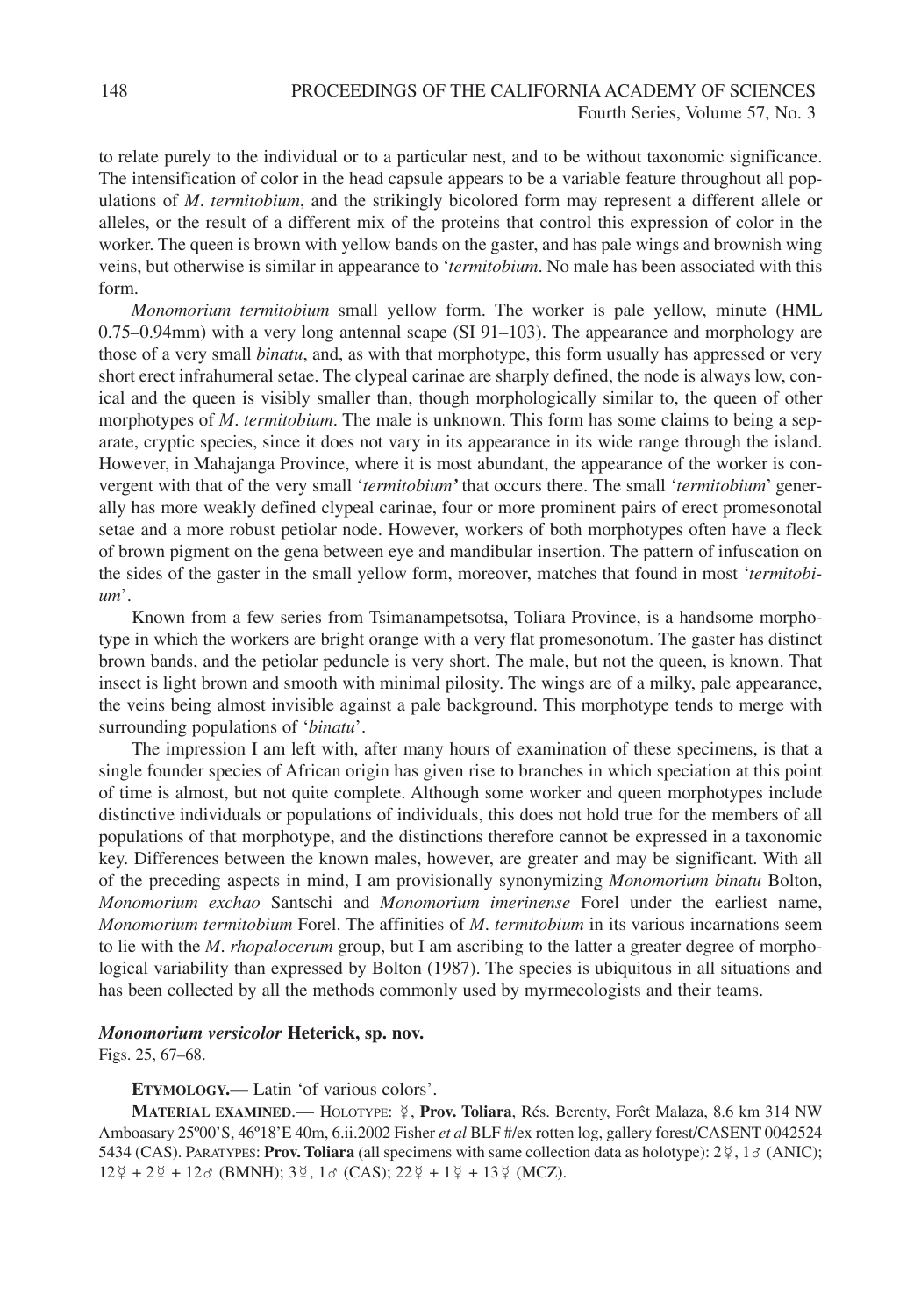to relate purely to the individual or to a particular nest, and to be without taxonomic significance. The intensification of color in the head capsule appears to be a variable feature throughout all populations of *M. termitobium*, and the strikingly bicolored form may represent a different allele or alleles, or the result of a different mix of the proteins that control this expression of color in the worker. The queen is brown with yellow bands on the gaster, and has pale wings and brownish wing veins, but otherwise is similar in appearance to '*termitobium*. No male has been associated with this form.

*Monomorium termitobium* small yellow form. The worker is pale yellow, minute (HML 0.75–0.94mm) with a very long antennal scape (SI 91–103). The appearance and morphology are those of a very small *binatu*, and, as with that morphotype, this form usually has appressed or very short erect infrahumeral setae. The clypeal carinae are sharply defined, the node is always low, conical and the queen is visibly smaller than, though morphologically similar to, the queen of other morphotypes of *M. termitobium*. The male is unknown. This form has some claims to being a separate, cryptic species, since it does not vary in its appearance in its wide range through the island. However, in Mahajanga Province, where it is most abundant, the appearance of the worker is convergent with that of the very small '*termitobium'* that occurs there. The small '*termitobium*' generally has more weakly defined clypeal carinae, four or more prominent pairs of erect promesonotal setae and a more robust petiolar node. However, workers of both morphotypes often have a fleck of brown pigment on the gena between eye and mandibular insertion. The pattern of infuscation on the sides of the gaster in the small yellow form, moreover, matches that found in most '*termitobium*'.

Known from a few series from Tsimanampetsotsa, Toliara Province, is a handsome morphotype in which the workers are bright orange with a very flat promesonotum. The gaster has distinct brown bands, and the petiolar peduncle is very short. The male, but not the queen, is known. That insect is light brown and smooth with minimal pilosity. The wings are of a milky, pale appearance, the veins being almost invisible against a pale background. This morphotype tends to merge with surrounding populations of '*binatu*'.

The impression I am left with, after many hours of examination of these specimens, is that a single founder species of African origin has given rise to branches in which speciation at this point of time is almost, but not quite complete. Although some worker and queen morphotypes include distinctive individuals or populations of individuals, this does not hold true for the members of all populations of that morphotype, and the distinctions therefore cannot be expressed in a taxonomic key. Differences between the known males, however, are greater and may be significant. With all of the preceding aspects in mind, I am provisionally synonymizing *Monomorium binatu* Bolton, *Monomorium exchao* Santschi and *Monomorium imerinense* Forel under the earliest name, *Monomorium termitobium* Forel. The affinities of *M. termitobium* in its various incarnations seem to lie with the *M. rhopalocerum* group, but I am ascribing to the latter a greater degree of morphological variability than expressed by Bolton (1987). The species is ubiquitous in all situations and has been collected by all the methods commonly used by myrmecologists and their teams.

### ***Monomorium versicolor* Heterick, sp. nov.**

Figs. 25, 67–68.

**ETYMOLOGY.—** Latin 'of various colors'.

**MATERIAL EXAMINED**.— HOLOTYPE: ☿, **Prov. Toliara**, Rés. Berenty, Forêt Malaza, 8.6 km 314 NW Amboasary 25º00'S, 46º18'E 40m, 6.ii.2002 Fisher *et al* BLF #/ex rotten log, gallery forest/CASENT 0042524 5434 (CAS). PARATYPES: **Prov. Toliara** (all specimens with same collection data as holotype): 2☿, 1♂ (ANIC); 12☿ + 2☿ + 12♂ (BMNH); 3☿, 1♂ (CAS); 22☿ + 1☿ + 13☿ (MCZ).